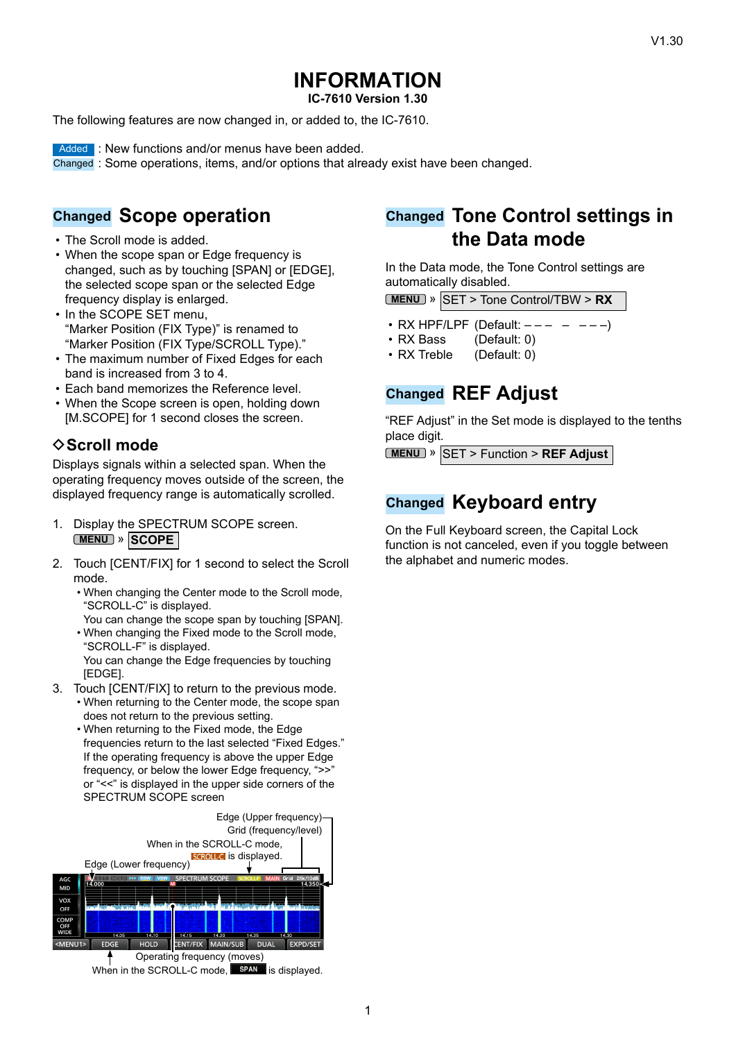V1.30

# INFORMATION

**IC-7610 Version 1.30**

The following features are now changed in, or added to, the IC-7610.

Added : New functions and/or menus have been added.
Changed : Some operations, items, and/or options that already exist have been changed.

## Changed Scope operation

- The Scroll mode is added.
- When the scope span or Edge frequency is changed, such as by touching [SPAN] or [EDGE], the selected scope span or the selected Edge frequency display is enlarged.
- In the SCOPE SET menu, "Marker Position (FIX Type)" is renamed to "Marker Position (FIX Type/SCROLL Type)."
- The maximum number of Fixed Edges for each band is increased from 3 to 4.
- Each band memorizes the Reference level.
- When the Scope screen is open, holding down [M.SCOPE] for 1 second closes the screen.

### ◇Scroll mode

Displays signals within a selected span. When the operating frequency moves outside of the screen, the displayed frequency range is automatically scrolled.

1. Display the SPECTRUM SCOPE screen.
   MENU » **SCOPE**
2. Touch [CENT/FIX] for 1 second to select the Scroll mode.
   - When changing the Center mode to the Scroll mode, "SCROLL-C" is displayed.
     You can change the scope span by touching [SPAN].
   - When changing the Fixed mode to the Scroll mode, "SCROLL-F" is displayed.
     You can change the Edge frequencies by touching [EDGE].
3. Touch [CENT/FIX] to return to the previous mode.
   - When returning to the Center mode, the scope span does not return to the previous setting.
   - When returning to the Fixed mode, the Edge frequencies return to the last selected "Fixed Edges." If the operating frequency is above the upper Edge frequency, or below the lower Edge frequency, ">>" or "<<" is displayed in the upper side corners of the SPECTRUM SCOPE screen

Edge (Upper frequency)
Grid (frequency/level)
When in the SCROLL-C mode, SCROLL-C is displayed.
Edge (Lower frequency)
Operating frequency (moves)
When in the SCROLL-C mode, SPAN is displayed.

## Changed Tone Control settings in the Data mode

In the Data mode, the Tone Control settings are automatically disabled.

MENU » SET > Tone Control/TBW > **RX**

- RX HPF/LPF (Default: – – – – – – –)
- RX Bass (Default: 0)
- RX Treble (Default: 0)

## Changed REF Adjust

"REF Adjust" in the Set mode is displayed to the tenths place digit.

MENU » SET > Function > **REF Adjust**

## Changed Keyboard entry

On the Full Keyboard screen, the Capital Lock function is not canceled, even if you toggle between the alphabet and numeric modes.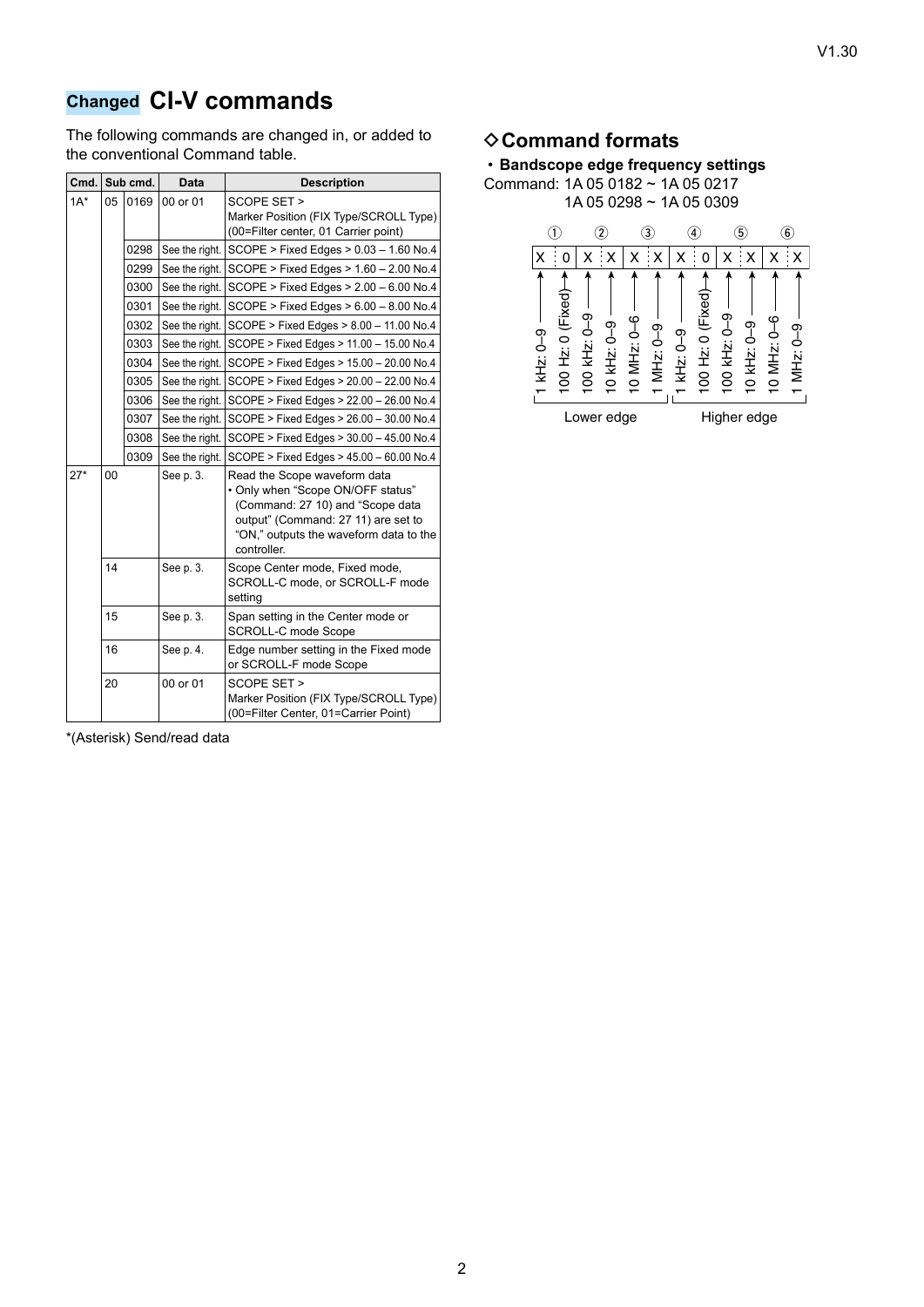## Changed CI-V commands

The following commands are changed in, or added to the conventional Command table.

| Cmd. | Sub cmd. | | Data | Description |
|---|---|---|---|---|
| 1A* | 05 | 0169 | 00 or 01 | SCOPE SET > Marker Position (FIX Type/SCROLL Type) (00=Filter center, 01 Carrier point) |
| | | 0298 | See the right. | SCOPE > Fixed Edges > 0.03 – 1.60 No.4 |
| | | 0299 | See the right. | SCOPE > Fixed Edges > 1.60 – 2.00 No.4 |
| | | 0300 | See the right. | SCOPE > Fixed Edges > 2.00 – 6.00 No.4 |
| | | 0301 | See the right. | SCOPE > Fixed Edges > 6.00 – 8.00 No.4 |
| | | 0302 | See the right. | SCOPE > Fixed Edges > 8.00 – 11.00 No.4 |
| | | 0303 | See the right. | SCOPE > Fixed Edges > 11.00 – 15.00 No.4 |
| | | 0304 | See the right. | SCOPE > Fixed Edges > 15.00 – 20.00 No.4 |
| | | 0305 | See the right. | SCOPE > Fixed Edges > 20.00 – 22.00 No.4 |
| | | 0306 | See the right. | SCOPE > Fixed Edges > 22.00 – 26.00 No.4 |
| | | 0307 | See the right. | SCOPE > Fixed Edges > 26.00 – 30.00 No.4 |
| | | 0308 | See the right. | SCOPE > Fixed Edges > 30.00 – 45.00 No.4 |
| | | 0309 | See the right. | SCOPE > Fixed Edges > 45.00 – 60.00 No.4 |
| 27* | 00 | | See p. 3. | Read the Scope waveform data • Only when "Scope ON/OFF status" (Command: 27 10) and "Scope data output" (Command: 27 11) are set to "ON," outputs the waveform data to the controller. |
| | 14 | | See p. 3. | Scope Center mode, Fixed mode, SCROLL-C mode, or SCROLL-F mode setting |
| | 15 | | See p. 3. | Span setting in the Center mode or SCROLL-C mode Scope |
| | 16 | | See p. 4. | Edge number setting in the Fixed mode or SCROLL-F mode Scope |
| | 20 | | 00 or 01 | SCOPE SET > Marker Position (FIX Type/SCROLL Type) (00=Filter Center, 01=Carrier Point) |

*(Asterisk) Send/read data

### ◇Command formats

• **Bandscope edge frequency settings**

Command: 1A 05 0182 ~ 1A 05 0217
1A 05 0298 ~ 1A 05 0309

| ① | | ② | | ③ | | ④ | | ⑤ | | ⑥ | |
|---|---|---|---|---|---|---|---|---|---|---|---|
| X | 0 | X | X | X | X | X | 0 | X | X | X | X |
| 1 kHz: 0–9 | 100 Hz: 0 (Fixed) | 100 kHz: 0–9 | 10 kHz: 0–9 | 10 MHz: 0–6 | 1 MHz: 0–9 | 1 kHz: 0–9 | 100 Hz: 0 (Fixed) | 100 kHz: 0–9 | 10 kHz: 0–9 | 10 MHz: 0–6 | 1 MHz: 0–9 |
| Lower edge | | | | | | Higher edge | | | | | |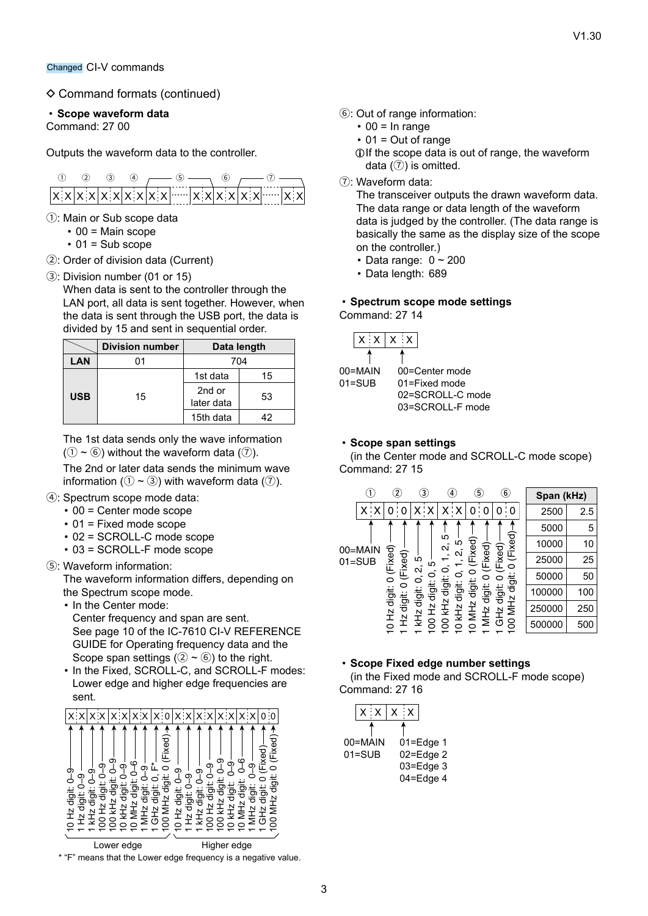Changed CI-V commands

## ◇ Command formats (continued)

### • Scope waveform data

Command: 27 00

Outputs the waveform data to the controller.

| ① | ② | ③ | ④ | ⑤ | ⑥ | ⑦ |
|---|---|---|---|---|---|---|
| X X | X X | X X | X X | X X ...... X X | X X | X X ...... X X |

①: Main or Sub scope data
- 00 = Main scope
- 01 = Sub scope

②: Order of division data (Current)

③: Division number (01 or 15)
When data is sent to the controller through the LAN port, all data is sent together. However, when the data is sent through the USB port, the data is divided by 15 and sent in sequential order.

| | Division number | Data length | |
|---|---|---|---|
| LAN | 01 | 704 | |
| USB | 15 | 1st data | 15 |
| | | 2nd or later data | 53 |
| | | 15th data | 42 |

The 1st data sends only the wave information (① ~ ⑥) without the waveform data (⑦).

The 2nd or later data sends the minimum wave information (① ~ ③) with waveform data (⑦).

④: Spectrum scope mode data:
- 00 = Center mode scope
- 01 = Fixed mode scope
- 02 = SCROLL-C mode scope
- 03 = SCROLL-F mode scope

⑤: Waveform information:
The waveform information differs, depending on the Spectrum scope mode.
- In the Center mode:
  Center frequency and span are sent.
  See page 10 of the IC-7610 CI-V REFERENCE GUIDE for Operating frequency data and the Scope span settings (② ~ ⑥) to the right.
- In the Fixed, SCROLL-C, and SCROLL-F modes:
  Lower edge and higher edge frequencies are sent.

| X X | X X | X X | X X | X 0 | X X | X X | X X | X X | 0 0 |
|---|---|---|---|---|---|---|---|---|---|
| 10 Hz digit: 0–9 / 1 Hz digit: 0–9 | 1 kHz digit: 0–9 / 100 Hz digit: 0–9 | 100 kHz digit: 0–9 / 10 kHz digit: 0–6 | 1 MHz digit: 0–9 / 1 GHz digit: 0, F* | 100 MHz digit: 0 (Fixed) | 10 Hz digit: 0–9 / 1 Hz digit: 0–9 | 1 kHz digit: 0–9 / 100 Hz digit: 0–9 | 100 kHz digit: 0–9 / 10 kHz digit: 0–6 | 10 MHz digit: 0–6 / 1 MHz digit: 0–9 | 1 GHz digit: 0 (Fixed) / 100 MHz digit: 0 (Fixed) |
| Lower edge | | | | | Higher edge | | | | |

\* "F" means that the Lower edge frequency is a negative value.

⑥: Out of range information:
- 00 = In range
- 01 = Out of range

ⓘIf the scope data is out of range, the waveform data (⑦) is omitted.

⑦: Waveform data:
The transceiver outputs the drawn waveform data. The data range or data length of the waveform data is judged by the controller. (The data range is basically the same as the display size of the scope on the controller.)
- Data range: 0 ~ 200
- Data length: 689

### • Spectrum scope mode settings

Command: 27 14

| X X | X X |
|---|---|
| 00=MAIN<br>01=SUB | 00=Center mode<br>01=Fixed mode<br>02=SCROLL-C mode<br>03=SCROLL-F mode |

### • Scope span settings

(in the Center mode and SCROLL-C mode scope)

Command: 27 15

| ① | ② | ③ | ④ | ⑤ | ⑥ |
|---|---|---|---|---|---|
| X X | 0 0 | X X | X X | 0 0 | 0 0 |
| 00=MAIN<br>01=SUB | 10 Hz digit: 0 (Fixed) / 1 Hz digit: 0 (Fixed) | 1 kHz digit: 0, 2, 5 / 100 Hz digit: 0, 5 | 100 kHz digit: 0, 1, 2, 5 / 10 kHz digit: 0, 1, 2, 5 | 10 MHz digit: 0 (Fixed) / 1 MHz digit: 0 (Fixed) | 1 GHz digit: 0 (Fixed) / 100 MHz digit: 0 (Fixed) |

| Span (kHz) | |
|---|---|
| 2500 | 2.5 |
| 5000 | 5 |
| 10000 | 10 |
| 25000 | 25 |
| 50000 | 50 |
| 100000 | 100 |
| 250000 | 250 |
| 500000 | 500 |

### • Scope Fixed edge number settings

(in the Fixed mode and SCROLL-F mode scope)

Command: 27 16

| X X | X X |
|---|---|
| 00=MAIN<br>01=SUB | 01=Edge 1<br>02=Edge 2<br>03=Edge 3<br>04=Edge 4 |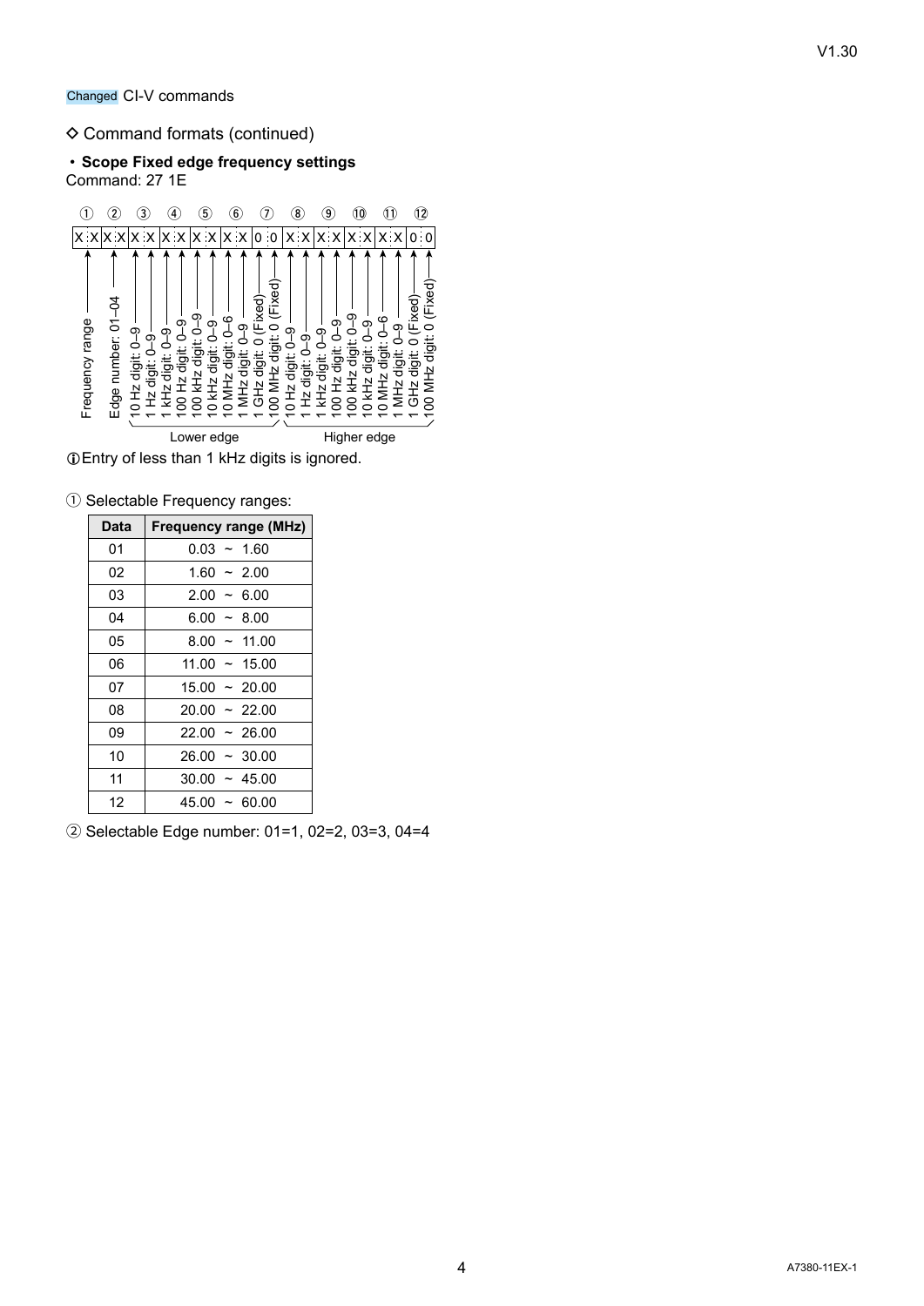Changed CI-V commands

◇ Command formats (continued)

**・Scope Fixed edge frequency settings**
Command: 27 1E

| ① | ② | ③ | ④ | ⑤ | ⑥ | ⑦ | ⑧ | ⑨ | ⑩ | ⑪ | ⑫ |
|---|---|---|---|---|---|---|---|---|---|---|---|
| X X | X X | X X | X X | X X | X X | 0 0 | X X | X X | X X | X X | 0 0 |

- ① Frequency range
- ② Edge number: 01–04
- Lower edge:
  - ③ 10 Hz digit: 0–9 / 1 Hz digit: 0–9
  - ④ 1 kHz digit: 0–9 / 100 Hz digit: 0–9
  - ⑤ 100 kHz digit: 0–9 / 10 kHz digit: 0–9
  - ⑥ 10 MHz digit: 0–6 / 1 MHz digit: 0–9
  - ⑦ 1 GHz digit: 0 (Fixed) / 100 MHz digit: 0 (Fixed)
- Higher edge:
  - ⑧ 10 Hz digit: 0–9 / 1 Hz digit: 0–9
  - ⑨ 1 kHz digit: 0–9 / 100 Hz digit: 0–9
  - ⑩ 100 kHz digit: 0–9 / 10 kHz digit: 0–9
  - ⑪ 10 MHz digit: 0–6 / 1 MHz digit: 0–9
  - ⑫ 1 GHz digit: 0 (Fixed) / 100 MHz digit: 0 (Fixed)

ⓘEntry of less than 1 kHz digits is ignored.

① Selectable Frequency ranges:

| Data | Frequency range (MHz) |
|---|---|
| 01 | 0.03 ~ 1.60 |
| 02 | 1.60 ~ 2.00 |
| 03 | 2.00 ~ 6.00 |
| 04 | 6.00 ~ 8.00 |
| 05 | 8.00 ~ 11.00 |
| 06 | 11.00 ~ 15.00 |
| 07 | 15.00 ~ 20.00 |
| 08 | 20.00 ~ 22.00 |
| 09 | 22.00 ~ 26.00 |
| 10 | 26.00 ~ 30.00 |
| 11 | 30.00 ~ 45.00 |
| 12 | 45.00 ~ 60.00 |

② Selectable Edge number: 01=1, 02=2, 03=3, 04=4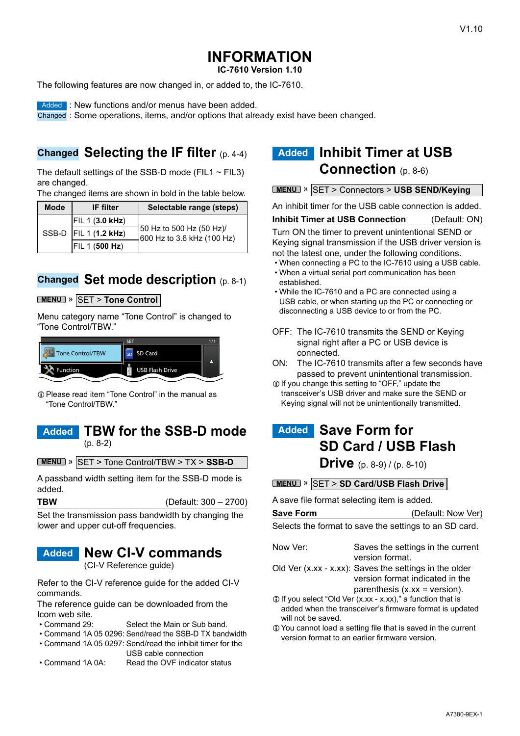V1.10

# INFORMATION

**IC-7610 Version 1.10**

The following features are now changed in, or added to, the IC-7610.

Added : New functions and/or menus have been added.
Changed : Some operations, items, and/or options that already exist have been changed.

## Changed Selecting the IF filter (p. 4-4)

The default settings of the SSB-D mode (FIL1 ~ FIL3) are changed.
The changed items are shown in bold in the table below.

| Mode | IF filter | Selectable range (steps) |
|---|---|---|
| SSB-D | FIL 1 (**3.0 kHz**) | 50 Hz to 500 Hz (50 Hz)/ 600 Hz to 3.6 kHz (100 Hz) |
| | FIL 1 (**1.2 kHz**) | |
| | FIL 1 (**500 Hz**) | |

## Changed Set mode description (p. 8-1)

MENU » SET > **Tone Control**

Menu category name “Tone Control” is changed to “Tone Control/TBW.”

SET 1/1
Tone Control/TBW | SD Card
Function | USB Flash Drive

ⓘ Please read item “Tone Control” in the manual as “Tone Control/TBW.”

## Added TBW for the SSB-D mode (p. 8-2)

MENU » SET > Tone Control/TBW > TX > **SSB-D**

A passband width setting item for the SSB-D mode is added.

**TBW** (Default: 300 – 2700)

Set the transmission pass bandwidth by changing the lower and upper cut-off frequencies.

## Added New CI-V commands (CI-V Reference guide)

Refer to the CI-V reference guide for the added CI-V commands.
The reference guide can be downloaded from the Icom web site.

- Command 29: Select the Main or Sub band.
- Command 1A 05 0296: Send/read the SSB-D TX bandwidth
- Command 1A 05 0297: Send/read the inhibit timer for the USB cable connection
- Command 1A 0A: Read the OVF indicator status

## Added Inhibit Timer at USB Connection (p. 8-6)

MENU » SET > Connectors > **USB SEND/Keying**

An inhibit timer for the USB cable connection is added.

**Inhibit Timer at USB Connection** (Default: ON)

Turn ON the timer to prevent unintentional SEND or Keying signal transmission if the USB driver version is not the latest one, under the following conditions.

- When connecting a PC to the IC-7610 using a USB cable.
- When a virtual serial port communication has been established.
- While the IC-7610 and a PC are connected using a USB cable, or when starting up the PC or connecting or disconnecting a USB device to or from the PC.

OFF: The IC-7610 transmits the SEND or Keying signal right after a PC or USB device is connected.
ON: The IC-7610 transmits after a few seconds have passed to prevent unintentional transmission.

ⓘ If you change this setting to “OFF,” update the transceiver’s USB driver and make sure the SEND or Keying signal will not be unintentionally transmitted.

## Added Save Form for SD Card / USB Flash Drive (p. 8-9) / (p. 8-10)

MENU » SET > **SD Card/USB Flash Drive**

A save file format selecting item is added.

**Save Form** (Default: Now Ver)

Selects the format to save the settings to an SD card.

Now Ver: Saves the settings in the current version format.
Old Ver (x.xx - x.xx): Saves the settings in the older version format indicated in the parenthesis (x.xx = version).

ⓘ If you select “Old Ver (x.xx - x.xx),” a function that is added when the transceiver’s firmware format is updated will not be saved.
ⓘ You cannot load a setting file that is saved in the current version format to an earlier firmware version.

A7380-9EX-1